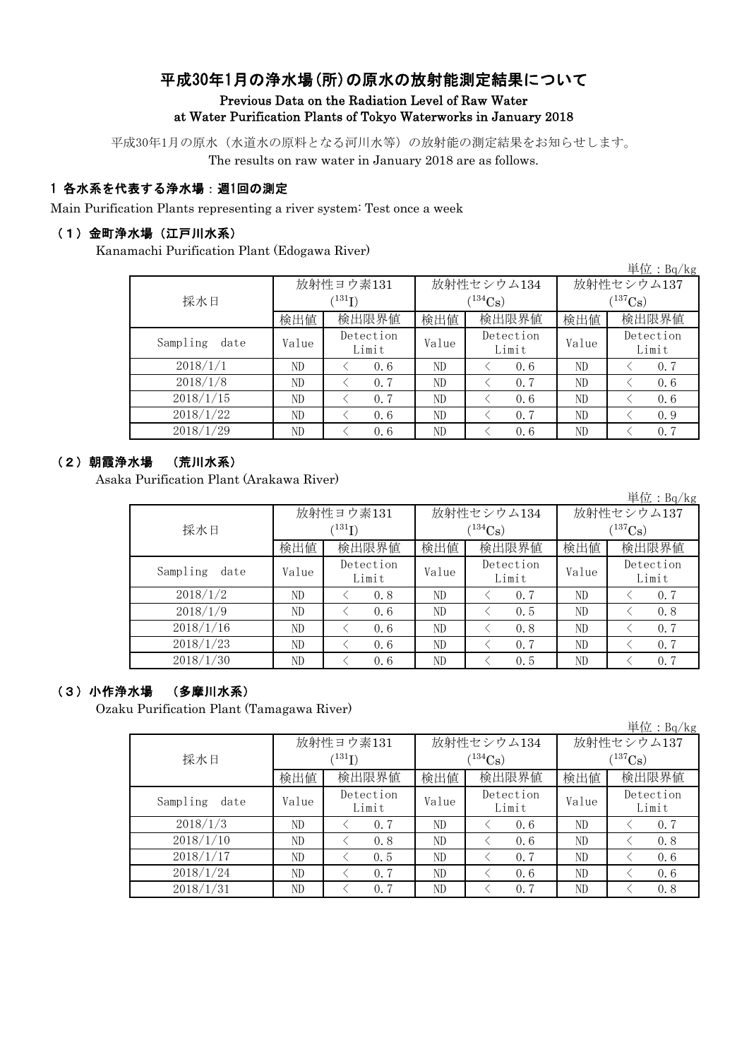# 平成30年1月の浄水場(所)の原水の放射能測定結果について

**Previous Data on the Radiation Level of Raw Water at Water Purification Plants of Tokyo Waterworks in January 2018**

平成30年1月の原水（水道水の原料となる河川水等）の放射能の測定結果をお知らせします。
The results on raw water in January 2018 are as follows.

## 1 各水系を代表する浄水場：週1回の測定

Main Purification Plants representing a river system: Test once a week

### （1）金町浄水場（江戸川水系）

Kanamachi Purification Plant (Edogawa River)

単位：Bq/kg

| 採水日 | 放射性ヨウ素131 ($^{131}$I) | | 放射性セシウム134 ($^{134}$Cs) | | 放射性セシウム137 ($^{137}$Cs) | |
|---|---|---|---|---|---|---|
| | 検出値 | 検出限界値 | 検出値 | 検出限界値 | 検出値 | 検出限界値 |
| Sampling date | Value | Detection Limit | Value | Detection Limit | Value | Detection Limit |
| 2018/1/1 | ND | < 0.6 | ND | < 0.6 | ND | < 0.7 |
| 2018/1/8 | ND | < 0.7 | ND | < 0.7 | ND | < 0.6 |
| 2018/1/15 | ND | < 0.7 | ND | < 0.6 | ND | < 0.6 |
| 2018/1/22 | ND | < 0.6 | ND | < 0.7 | ND | < 0.9 |
| 2018/1/29 | ND | < 0.6 | ND | < 0.6 | ND | < 0.7 |

### （2）朝霞浄水場 （荒川水系）

Asaka Purification Plant (Arakawa River)

単位：Bq/kg

| 採水日 | 放射性ヨウ素131 ($^{131}$I) | | 放射性セシウム134 ($^{134}$Cs) | | 放射性セシウム137 ($^{137}$Cs) | |
|---|---|---|---|---|---|---|
| | 検出値 | 検出限界値 | 検出値 | 検出限界値 | 検出値 | 検出限界値 |
| Sampling date | Value | Detection Limit | Value | Detection Limit | Value | Detection Limit |
| 2018/1/2 | ND | < 0.8 | ND | < 0.7 | ND | < 0.7 |
| 2018/1/9 | ND | < 0.6 | ND | < 0.5 | ND | < 0.8 |
| 2018/1/16 | ND | < 0.6 | ND | < 0.8 | ND | < 0.7 |
| 2018/1/23 | ND | < 0.6 | ND | < 0.7 | ND | < 0.7 |
| 2018/1/30 | ND | < 0.6 | ND | < 0.5 | ND | < 0.7 |

### （3）小作浄水場 （多摩川水系）

Ozaku Purification Plant (Tamagawa River)

単位：Bq/kg

| 採水日 | 放射性ヨウ素131 ($^{131}$I) | | 放射性セシウム134 ($^{134}$Cs) | | 放射性セシウム137 ($^{137}$Cs) | |
|---|---|---|---|---|---|---|
| | 検出値 | 検出限界値 | 検出値 | 検出限界値 | 検出値 | 検出限界値 |
| Sampling date | Value | Detection Limit | Value | Detection Limit | Value | Detection Limit |
| 2018/1/3 | ND | < 0.7 | ND | < 0.6 | ND | < 0.7 |
| 2018/1/10 | ND | < 0.8 | ND | < 0.6 | ND | < 0.8 |
| 2018/1/17 | ND | < 0.5 | ND | < 0.7 | ND | < 0.6 |
| 2018/1/24 | ND | < 0.7 | ND | < 0.6 | ND | < 0.6 |
| 2018/1/31 | ND | < 0.7 | ND | < 0.7 | ND | < 0.8 |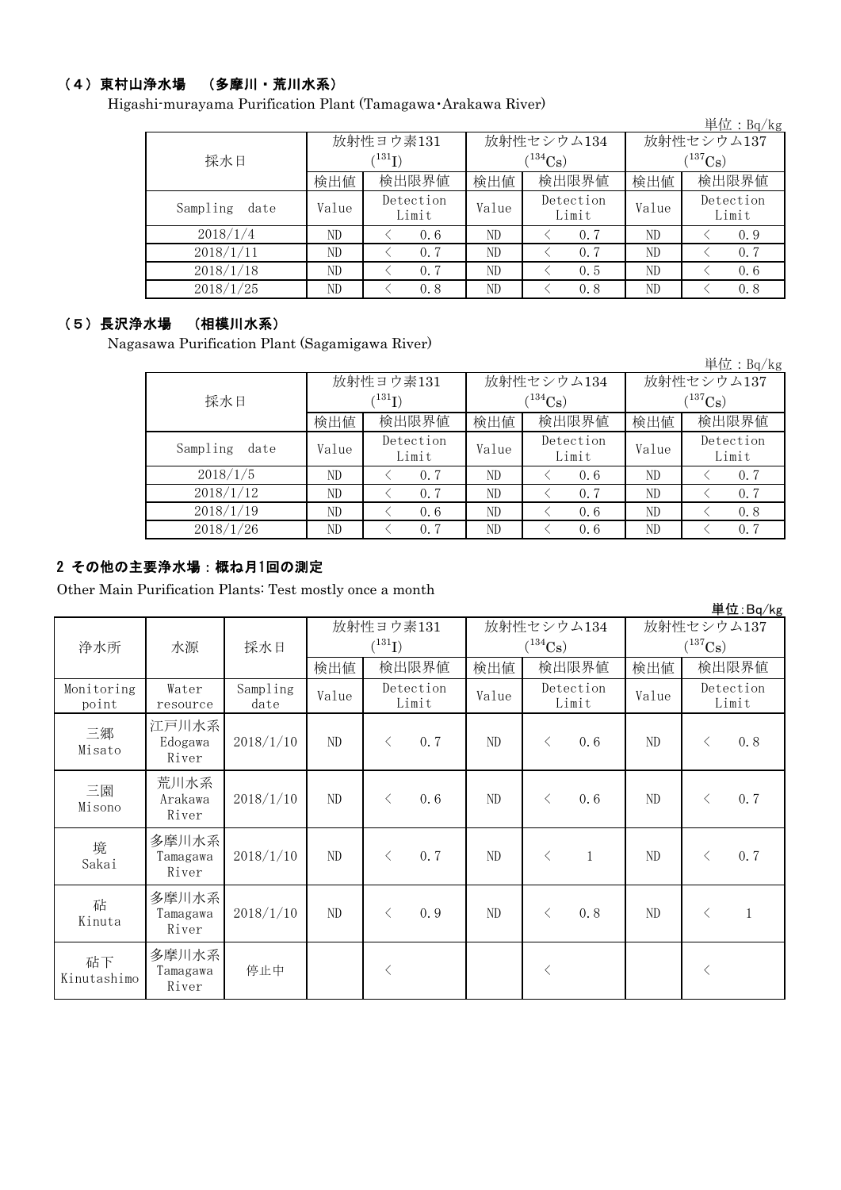### （4）東村山浄水場　（多摩川・荒川水系）

Higashi-murayama Purification Plant (Tamagawa･Arakawa River)

単位：Bq/kg

| 採水日 | 放射性ヨウ素131 ($^{131}I$) | | 放射性セシウム134 ($^{134}Cs$) | | 放射性セシウム137 ($^{137}Cs$) | |
|---|---|---|---|---|---|---|
| | 検出値 | 検出限界値 | 検出値 | 検出限界値 | 検出値 | 検出限界値 |
| Sampling date | Value | Detection Limit | Value | Detection Limit | Value | Detection Limit |
| 2018/1/4 | ND | ＜ 0.6 | ND | ＜ 0.7 | ND | ＜ 0.9 |
| 2018/1/11 | ND | ＜ 0.7 | ND | ＜ 0.7 | ND | ＜ 0.7 |
| 2018/1/18 | ND | ＜ 0.7 | ND | ＜ 0.5 | ND | ＜ 0.6 |
| 2018/1/25 | ND | ＜ 0.8 | ND | ＜ 0.8 | ND | ＜ 0.8 |

### （5）長沢浄水場　（相模川水系）

Nagasawa Purification Plant (Sagamigawa River)

単位：Bq/kg

| 採水日 | 放射性ヨウ素131 ($^{131}I$) | | 放射性セシウム134 ($^{134}Cs$) | | 放射性セシウム137 ($^{137}Cs$) | |
|---|---|---|---|---|---|---|
| | 検出値 | 検出限界値 | 検出値 | 検出限界値 | 検出値 | 検出限界値 |
| Sampling date | Value | Detection Limit | Value | Detection Limit | Value | Detection Limit |
| 2018/1/5 | ND | ＜ 0.7 | ND | ＜ 0.6 | ND | ＜ 0.7 |
| 2018/1/12 | ND | ＜ 0.7 | ND | ＜ 0.7 | ND | ＜ 0.7 |
| 2018/1/19 | ND | ＜ 0.6 | ND | ＜ 0.6 | ND | ＜ 0.8 |
| 2018/1/26 | ND | ＜ 0.7 | ND | ＜ 0.6 | ND | ＜ 0.7 |

## 2 その他の主要浄水場：概ね月1回の測定

Other Main Purification Plants: Test mostly once a month

単位:Bq/kg

| 浄水所 | 水源 | 採水日 | 放射性ヨウ素131 ($^{131}I$) | | 放射性セシウム134 ($^{134}Cs$) | | 放射性セシウム137 ($^{137}Cs$) | |
|---|---|---|---|---|---|---|---|---|
| | | | 検出値 | 検出限界値 | 検出値 | 検出限界値 | 検出値 | 検出限界値 |
| Monitoring point | Water resource | Sampling date | Value | Detection Limit | Value | Detection Limit | Value | Detection Limit |
| 三郷 Misato | 江戸川水系 Edogawa River | 2018/1/10 | ND | ＜ 0.7 | ND | ＜ 0.6 | ND | ＜ 0.8 |
| 三園 Misono | 荒川水系 Arakawa River | 2018/1/10 | ND | ＜ 0.6 | ND | ＜ 0.6 | ND | ＜ 0.7 |
| 境 Sakai | 多摩川水系 Tamagawa River | 2018/1/10 | ND | ＜ 0.7 | ND | ＜ 1 | ND | ＜ 0.7 |
| 砧 Kinuta | 多摩川水系 Tamagawa River | 2018/1/10 | ND | ＜ 0.9 | ND | ＜ 0.8 | ND | ＜ 1 |
| 砧下 Kinutashimo | 多摩川水系 Tamagawa River | 停止中 | | ＜ | | ＜ | | ＜ |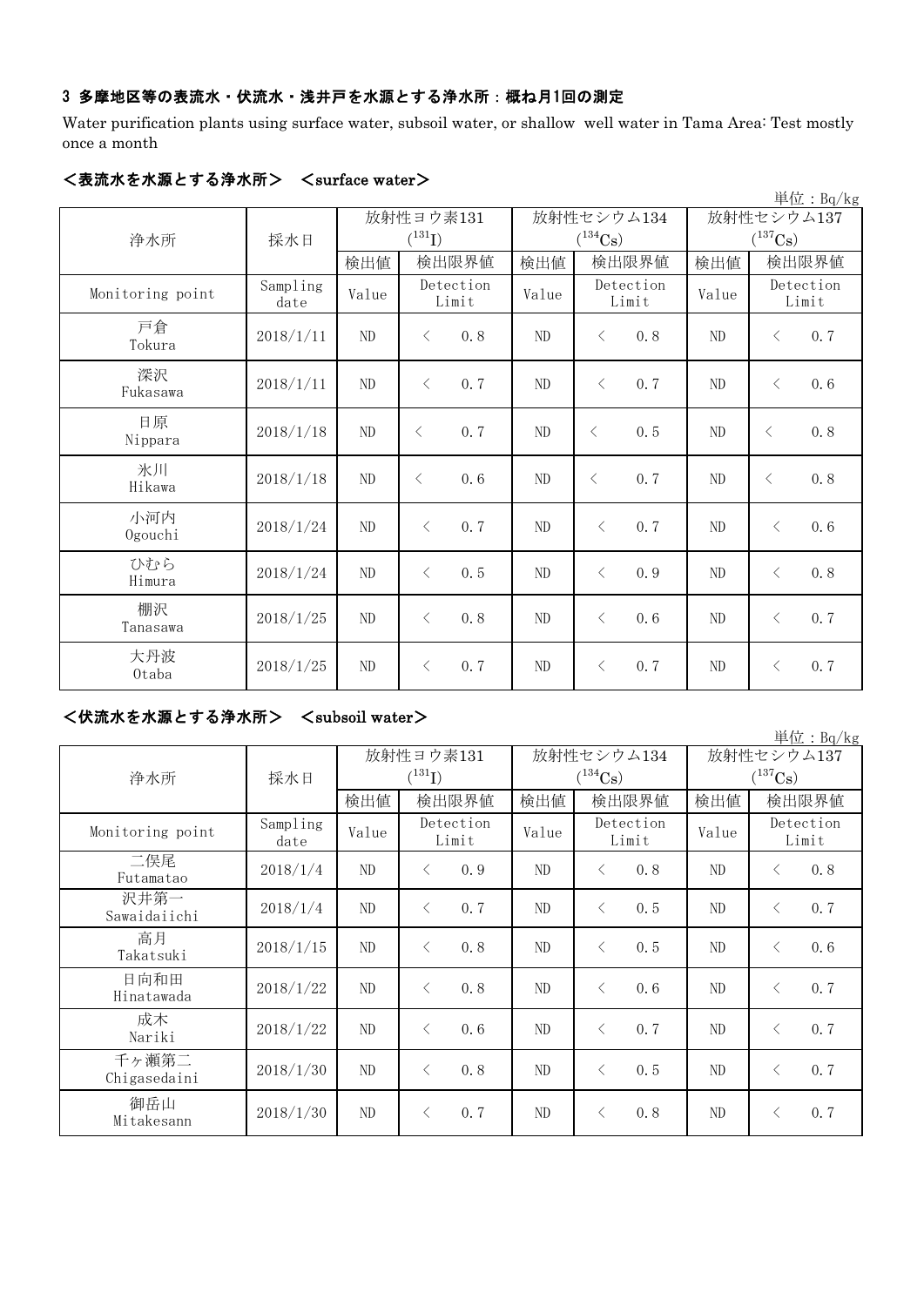### 3 多摩地区等の表流水・伏流水・浅井戸を水源とする浄水所：概ね月1回の測定

Water purification plants using surface water, subsoil water, or shallow well water in Tama Area: Test mostly once a month

#### <表流水を水源とする浄水所> <surface water>

単位：Bq/kg

| 浄水所 | 採水日 | 放射性ヨウ素131 ($^{131}I$) | | 放射性セシウム134 ($^{134}Cs$) | | 放射性セシウム137 ($^{137}Cs$) | |
|---|---|---|---|---|---|---|---|
| | | 検出値 | 検出限界値 | 検出値 | 検出限界値 | 検出値 | 検出限界値 |
| Monitoring point | Sampling date | Value | Detection Limit | Value | Detection Limit | Value | Detection Limit |
| 戸倉 Tokura | 2018/1/11 | ND | < 0.8 | ND | < 0.8 | ND | < 0.7 |
| 深沢 Fukasawa | 2018/1/11 | ND | < 0.7 | ND | < 0.7 | ND | < 0.6 |
| 日原 Nippara | 2018/1/18 | ND | < 0.7 | ND | < 0.5 | ND | < 0.8 |
| 氷川 Hikawa | 2018/1/18 | ND | < 0.6 | ND | < 0.7 | ND | < 0.8 |
| 小河内 Ogouchi | 2018/1/24 | ND | < 0.7 | ND | < 0.7 | ND | < 0.6 |
| ひむら Himura | 2018/1/24 | ND | < 0.5 | ND | < 0.9 | ND | < 0.8 |
| 棚沢 Tanasawa | 2018/1/25 | ND | < 0.8 | ND | < 0.6 | ND | < 0.7 |
| 大丹波 Otaba | 2018/1/25 | ND | < 0.7 | ND | < 0.7 | ND | < 0.7 |

#### <伏流水を水源とする浄水所> <subsoil water>

単位：Bq/kg

| 浄水所 | 採水日 | 放射性ヨウ素131 ($^{131}I$) | | 放射性セシウム134 ($^{134}Cs$) | | 放射性セシウム137 ($^{137}Cs$) | |
|---|---|---|---|---|---|---|---|
| | | 検出値 | 検出限界値 | 検出値 | 検出限界値 | 検出値 | 検出限界値 |
| Monitoring point | Sampling date | Value | Detection Limit | Value | Detection Limit | Value | Detection Limit |
| 二俣尾 Futamatao | 2018/1/4 | ND | < 0.9 | ND | < 0.8 | ND | < 0.8 |
| 沢井第一 Sawaidaiichi | 2018/1/4 | ND | < 0.7 | ND | < 0.5 | ND | < 0.7 |
| 高月 Takatsuki | 2018/1/15 | ND | < 0.8 | ND | < 0.5 | ND | < 0.6 |
| 日向和田 Hinatawada | 2018/1/22 | ND | < 0.8 | ND | < 0.6 | ND | < 0.7 |
| 成木 Nariki | 2018/1/22 | ND | < 0.6 | ND | < 0.7 | ND | < 0.7 |
| 千ヶ瀬第二 Chigasedaini | 2018/1/30 | ND | < 0.8 | ND | < 0.5 | ND | < 0.7 |
| 御岳山 Mitakesann | 2018/1/30 | ND | < 0.7 | ND | < 0.8 | ND | < 0.7 |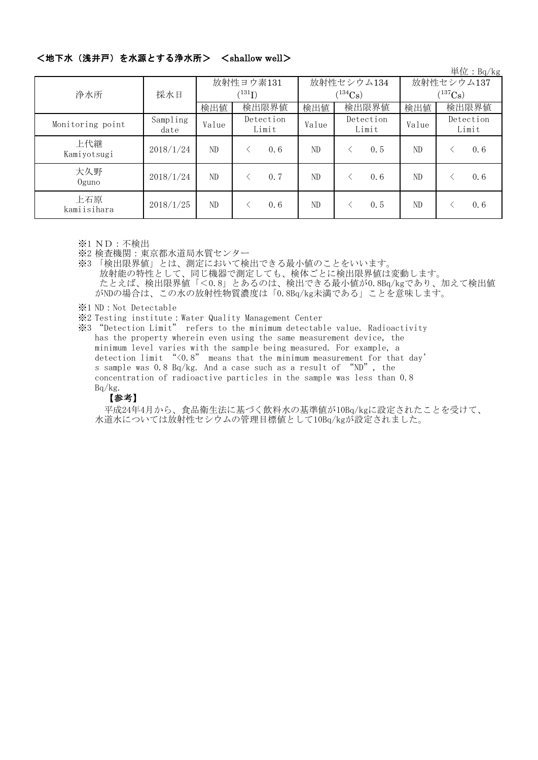**＜地下水（浅井戸）を水源とする浄水所＞　＜shallow well＞**

単位：Bq/kg

| 浄水所 | 採水日 | 放射性ヨウ素131 ($^{131}I$) | | 放射性セシウム134 ($^{134}Cs$) | | 放射性セシウム137 ($^{137}Cs$) | |
|---|---|---|---|---|---|---|---|
| | | 検出値 | 検出限界値 | 検出値 | 検出限界値 | 検出値 | 検出限界値 |
| Monitoring point | Sampling date | Value | Detection Limit | Value | Detection Limit | Value | Detection Limit |
| 上代継 Kamiyotsugi | 2018/1/24 | ND | ＜ 0.6 | ND | ＜ 0.5 | ND | ＜ 0.6 |
| 大久野 Oguno | 2018/1/24 | ND | ＜ 0.7 | ND | ＜ 0.6 | ND | ＜ 0.6 |
| 上石原 kamiisihara | 2018/1/25 | ND | ＜ 0.6 | ND | ＜ 0.5 | ND | ＜ 0.6 |

※1 ＮＤ：不検出

※2 検査機関：東京都水道局水質センター

※3 「検出限界値」とは、測定において検出できる最小値のことをいいます。
放射能の特性として、同じ機器で測定しても、検体ごとに検出限界値は変動します。
たとえば、検出限界値「＜0.8」とあるのは、検出できる最小値が0.8Bq/kgであり、加えて検出値がNDの場合は、この水の放射性物質濃度は「0.8Bq/kg未満である」ことを意味します。

※1 ND：Not Detectable

※2 Testing institute：Water Quality Management Center

※3 "Detection Limit" refers to the minimum detectable value. Radioactivity has the property wherein even using the same measurement device, the minimum level varies with the sample being measured. For example, a detection limit "<0.8" means that the minimum measurement for that day's sample was 0.8 Bq/kg. And a case such as a result of "ND", the concentration of radioactive particles in the sample was less than 0.8 Bq/kg.

**【参考】**

平成24年4月から、食品衛生法に基づく飲料水の基準値が10Bq/kgに設定されたことを受けて、水道水については放射性セシウムの管理目標値として10Bq/kgが設定されました。